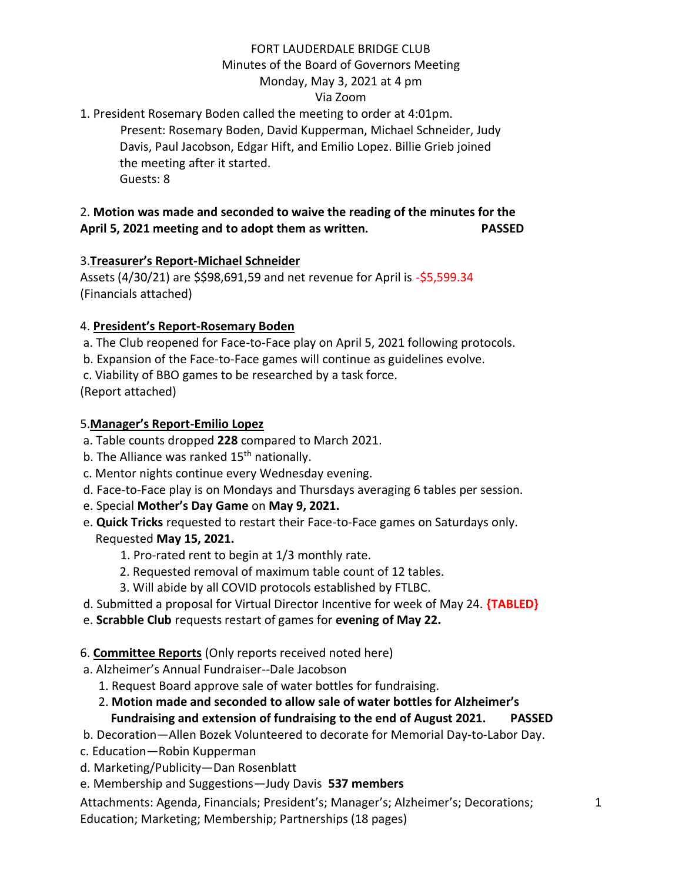FORT LAUDERDALE BRIDGE CLUB
Minutes of the Board of Governors Meeting
Monday, May 3, 2021 at 4 pm
Via Zoom

1. President Rosemary Boden called the meeting to order at 4:01pm.
   Present: Rosemary Boden, David Kupperman, Michael Schneider, Judy Davis, Paul Jacobson, Edgar Hift, and Emilio Lopez. Billie Grieb joined the meeting after it started.
   Guests: 8

2. **Motion was made and seconded to waive the reading of the minutes for the April 5, 2021 meeting and to adopt them as written. PASSED**

3.**Treasurer's Report-Michael Schneider**
Assets (4/30/21) are $$98,691,59 and net revenue for April is -$5,599.34
(Financials attached)

4. **President's Report-Rosemary Boden**
 a. The Club reopened for Face-to-Face play on April 5, 2021 following protocols.
 b. Expansion of the Face-to-Face games will continue as guidelines evolve.
 c. Viability of BBO games to be researched by a task force.
(Report attached)

5.**Manager's Report-Emilio Lopez**
 a. Table counts dropped **228** compared to March 2021.
 b. The Alliance was ranked 15th nationally.
 c. Mentor nights continue every Wednesday evening.
 d. Face-to-Face play is on Mondays and Thursdays averaging 6 tables per session.
 e. Special **Mother's Day Game** on **May 9, 2021.**
 e. **Quick Tricks** requested to restart their Face-to-Face games on Saturdays only. Requested **May 15, 2021.**
    1. Pro-rated rent to begin at 1/3 monthly rate.
    2. Requested removal of maximum table count of 12 tables.
    3. Will abide by all COVID protocols established by FTLBC.
 d. Submitted a proposal for Virtual Director Incentive for week of May 24. **{TABLED}**
 e. **Scrabble Club** requests restart of games for **evening of May 22.**

6. **Committee Reports** (Only reports received noted here)
 a. Alzheimer's Annual Fundraiser--Dale Jacobson
    1. Request Board approve sale of water bottles for fundraising.
    2. **Motion made and seconded to allow sale of water bottles for Alzheimer's Fundraising and extension of fundraising to the end of August 2021. PASSED**
 b. Decoration—Allen Bozek Volunteered to decorate for Memorial Day-to-Labor Day.
 c. Education—Robin Kupperman
 d. Marketing/Publicity—Dan Rosenblatt
 e. Membership and Suggestions—Judy Davis **537 members**

Attachments: Agenda, Financials; President's; Manager's; Alzheimer's; Decorations; Education; Marketing; Membership; Partnerships (18 pages)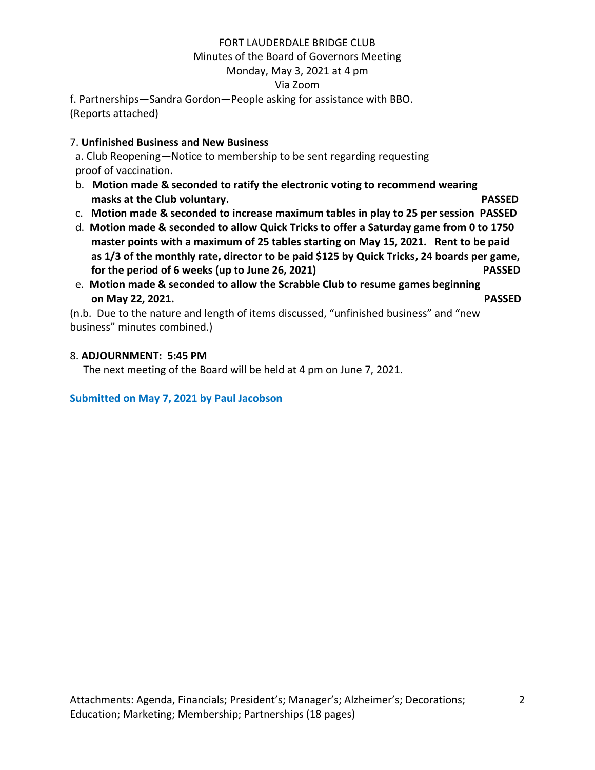FORT LAUDERDALE BRIDGE CLUB
Minutes of the Board of Governors Meeting
Monday, May 3, 2021 at 4 pm
Via Zoom

f. Partnerships—Sandra Gordon—People asking for assistance with BBO.
(Reports attached)

7. **Unfinished Business and New Business**

a. Club Reopening—Notice to membership to be sent regarding requesting proof of vaccination.

b. **Motion made & seconded to ratify the electronic voting to recommend wearing masks at the Club voluntary. PASSED**

c. **Motion made & seconded to increase maximum tables in play to 25 per session PASSED**

d. **Motion made & seconded to allow Quick Tricks to offer a Saturday game from 0 to 1750 master points with a maximum of 25 tables starting on May 15, 2021. Rent to be paid as 1/3 of the monthly rate, director to be paid $125 by Quick Tricks, 24 boards per game, for the period of 6 weeks (up to June 26, 2021) PASSED**

e. **Motion made & seconded to allow the Scrabble Club to resume games beginning on May 22, 2021. PASSED**

(n.b. Due to the nature and length of items discussed, "unfinished business" and "new business" minutes combined.)

8. **ADJOURNMENT: 5:45 PM**

The next meeting of the Board will be held at 4 pm on June 7, 2021.

**Submitted on May 7, 2021 by Paul Jacobson**

Attachments: Agenda, Financials; President's; Manager's; Alzheimer's; Decorations; Education; Marketing; Membership; Partnerships (18 pages)